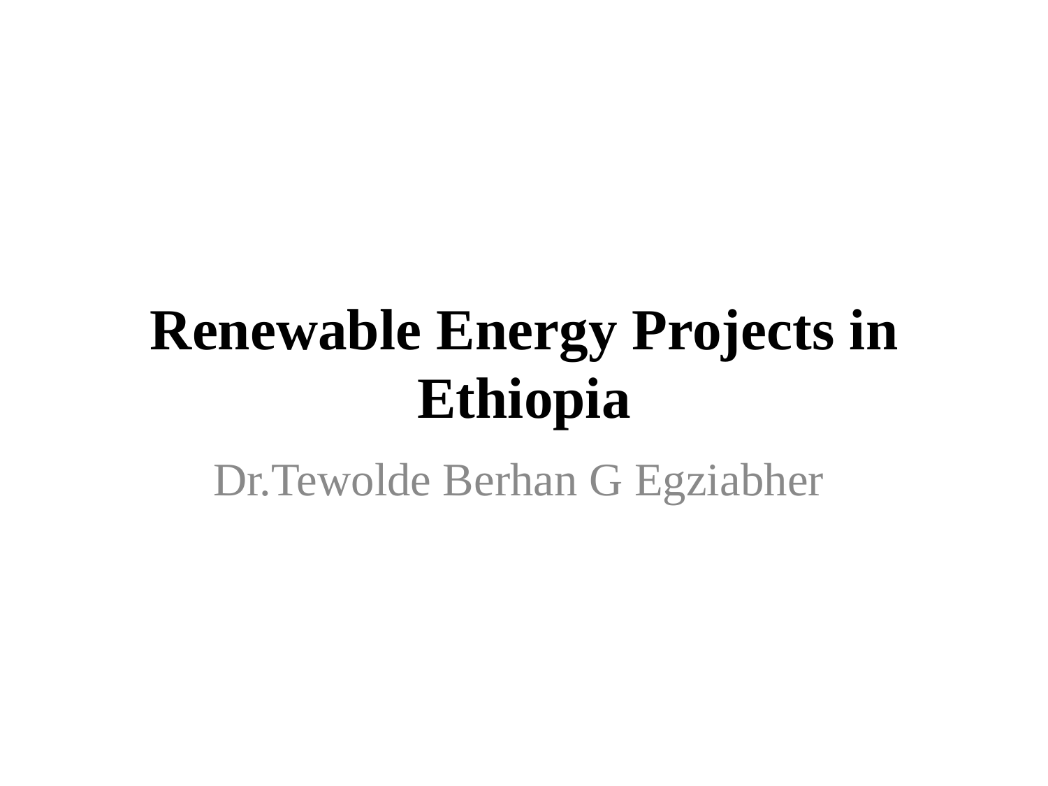# Renewable Energy Projects in Ethiopia

Dr.Tewolde Berhan G Egziabher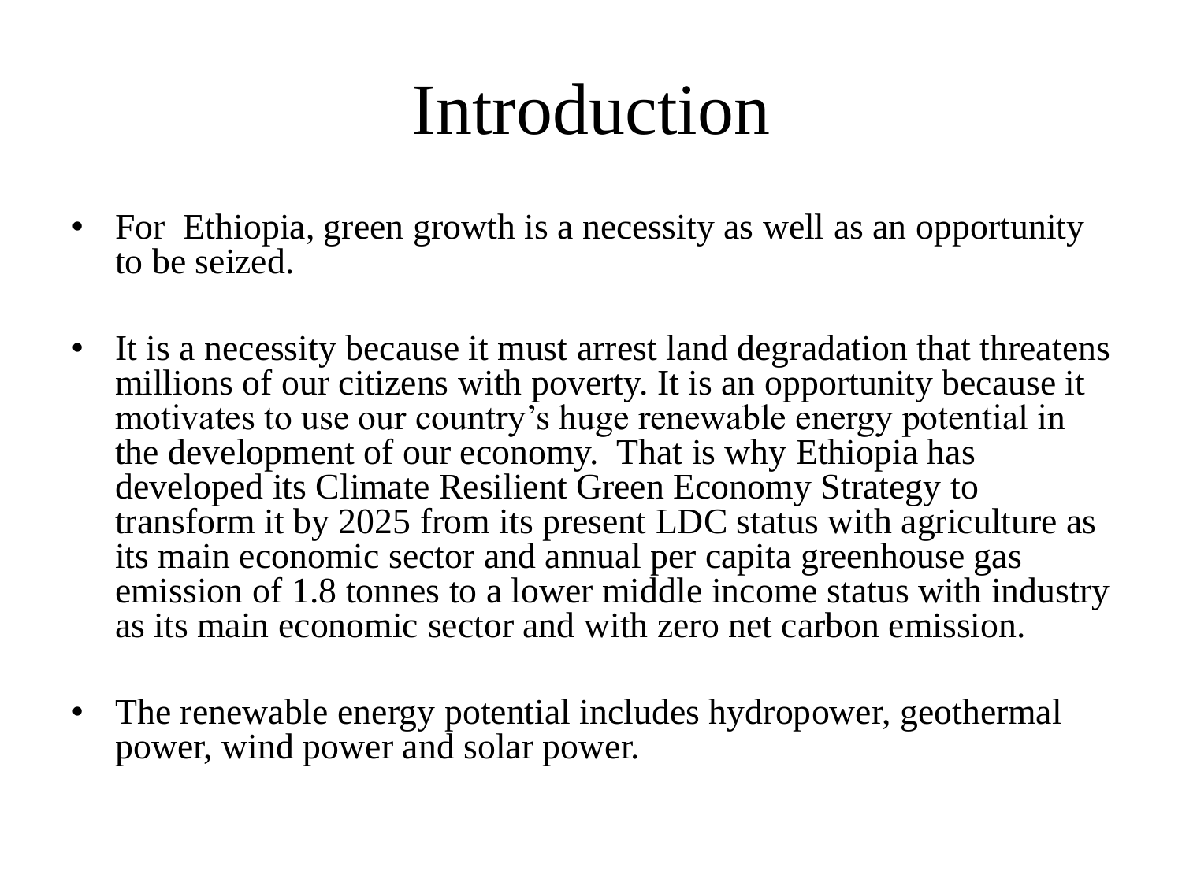# Introduction

- For Ethiopia, green growth is a necessity as well as an opportunity to be seized.

- It is a necessity because it must arrest land degradation that threatens millions of our citizens with poverty. It is an opportunity because it motivates to use our country's huge renewable energy potential in the development of our economy. That is why Ethiopia has developed its Climate Resilient Green Economy Strategy to transform it by 2025 from its present LDC status with agriculture as its main economic sector and annual per capita greenhouse gas emission of 1.8 tonnes to a lower middle income status with industry as its main economic sector and with zero net carbon emission.

- The renewable energy potential includes hydropower, geothermal power, wind power and solar power.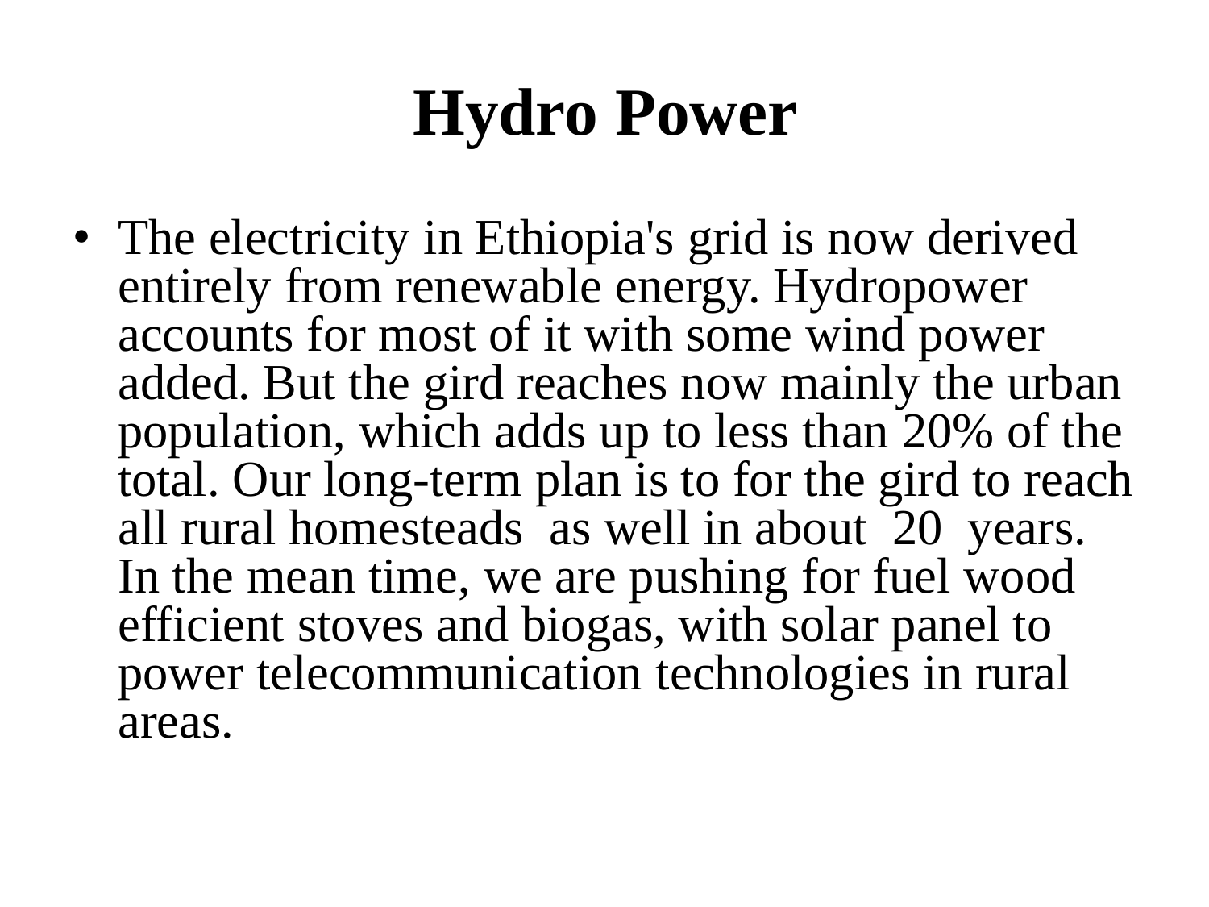# Hydro Power

- The electricity in Ethiopia's grid is now derived entirely from renewable energy. Hydropower accounts for most of it with some wind power added. But the gird reaches now mainly the urban population, which adds up to less than 20% of the total. Our long-term plan is to for the gird to reach all rural homesteads as well in about 20 years. In the mean time, we are pushing for fuel wood efficient stoves and biogas, with solar panel to power telecommunication technologies in rural areas.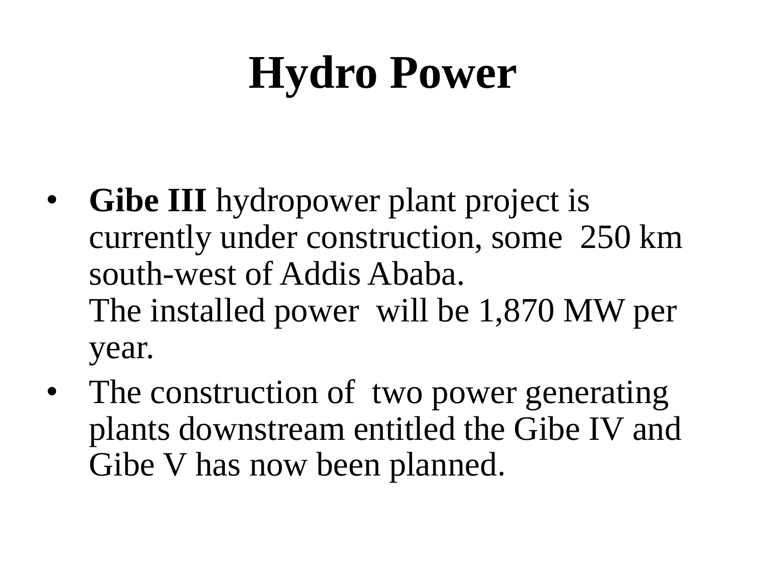# Hydro Power

- **Gibe III** hydropower plant project is currently under construction, some 250 km south-west of Addis Ababa.
  The installed power will be 1,870 MW per year.
- The construction of two power generating plants downstream entitled the Gibe IV and Gibe V has now been planned.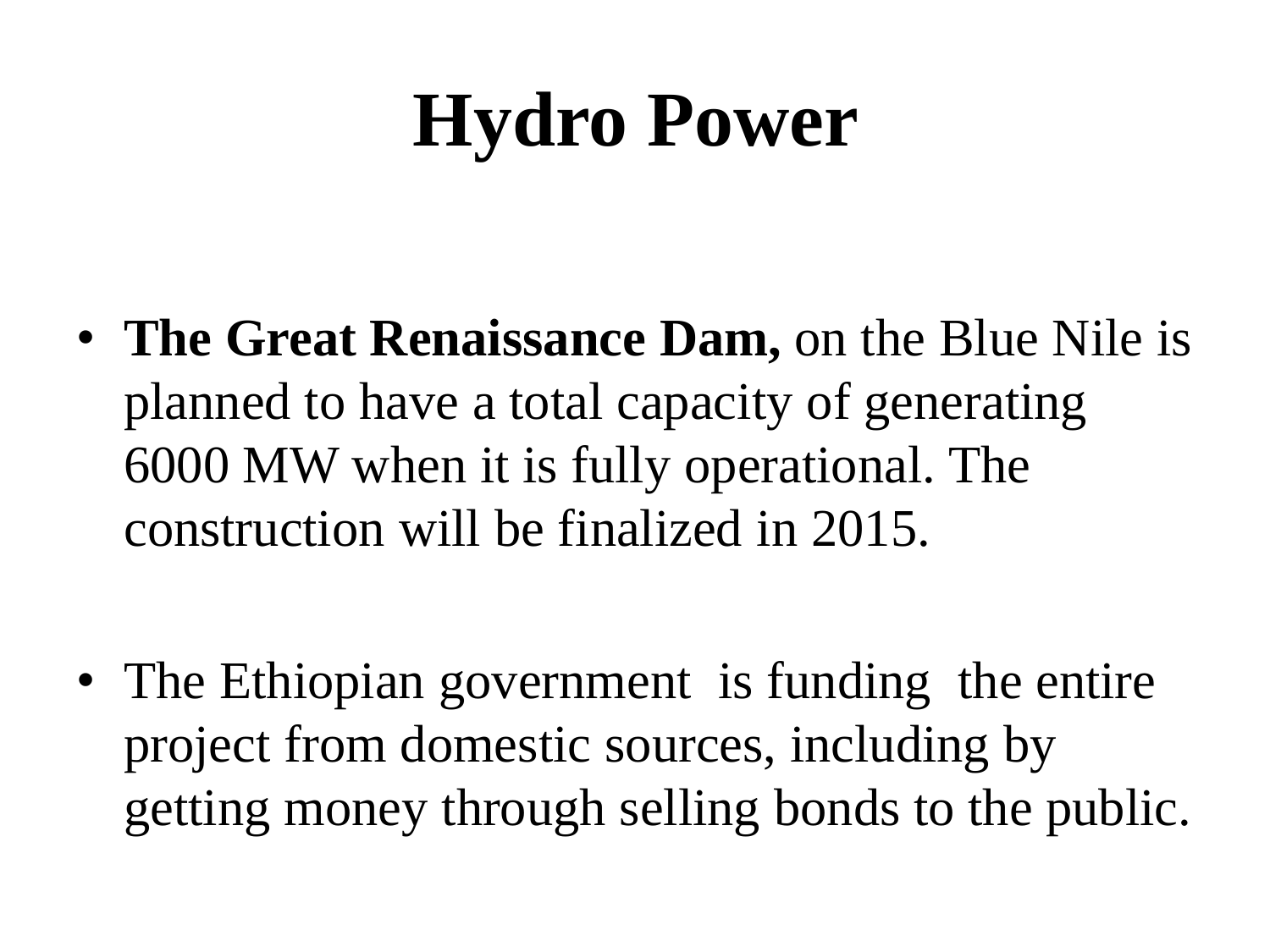# Hydro Power

- **The Great Renaissance Dam,** on the Blue Nile is planned to have a total capacity of generating 6000 MW when it is fully operational. The construction will be finalized in 2015.
- The Ethiopian government is funding the entire project from domestic sources, including by getting money through selling bonds to the public.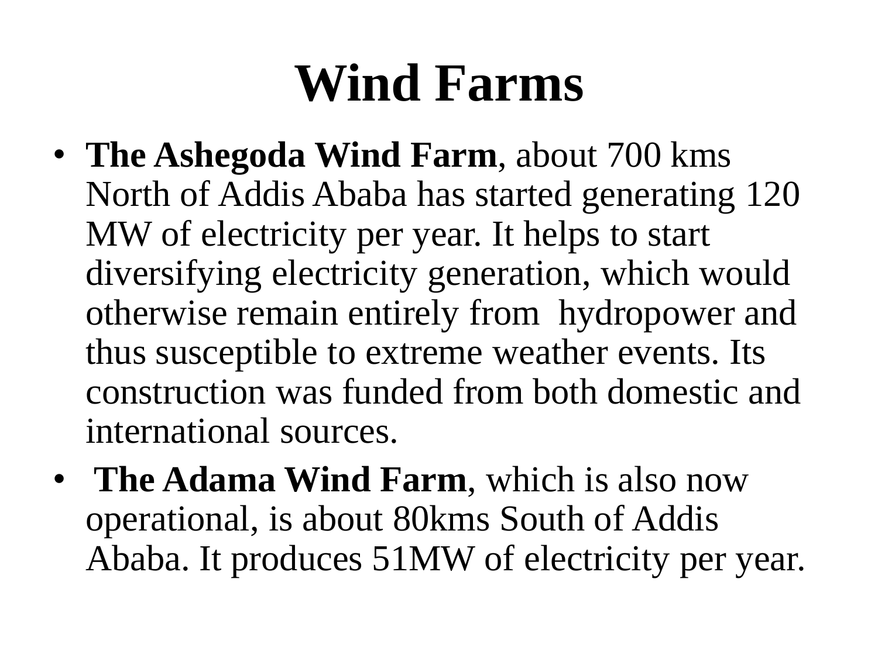# Wind Farms

- **The Ashegoda Wind Farm**, about 700 kms North of Addis Ababa has started generating 120 MW of electricity per year. It helps to start diversifying electricity generation, which would otherwise remain entirely from hydropower and thus susceptible to extreme weather events. Its construction was funded from both domestic and international sources.
- **The Adama Wind Farm**, which is also now operational, is about 80kms South of Addis Ababa. It produces 51MW of electricity per year.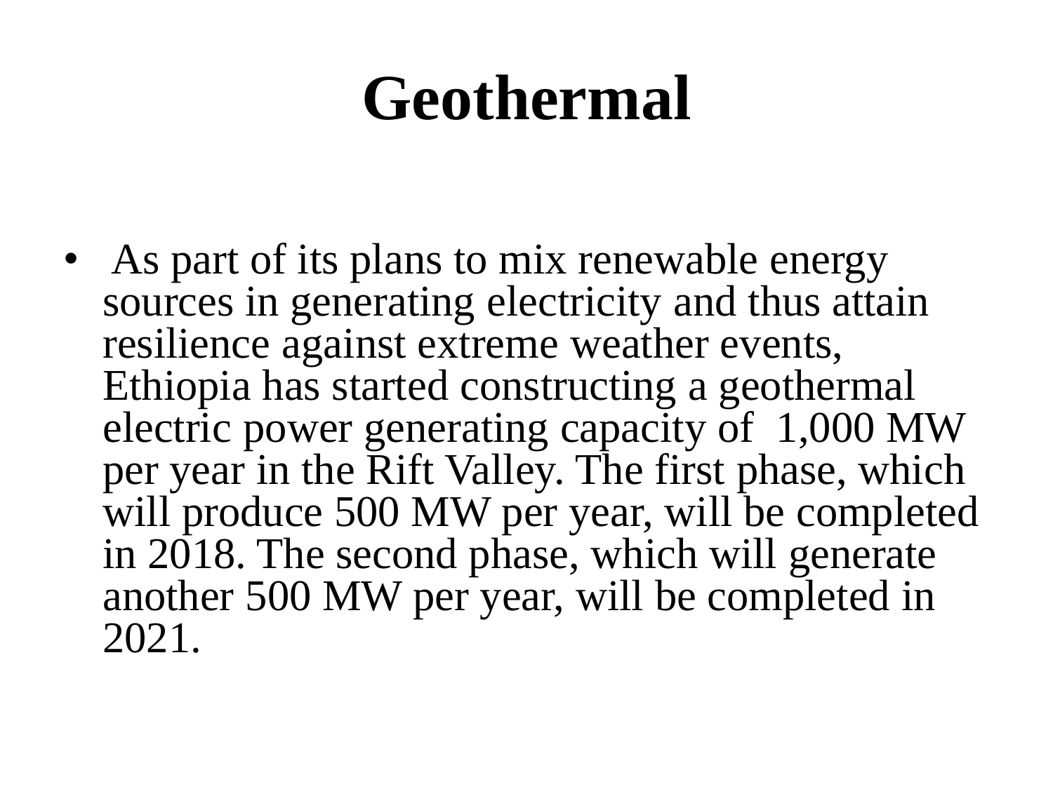# Geothermal

- As part of its plans to mix renewable energy sources in generating electricity and thus attain resilience against extreme weather events, Ethiopia has started constructing a geothermal electric power generating capacity of 1,000 MW per year in the Rift Valley. The first phase, which will produce 500 MW per year, will be completed in 2018. The second phase, which will generate another 500 MW per year, will be completed in 2021.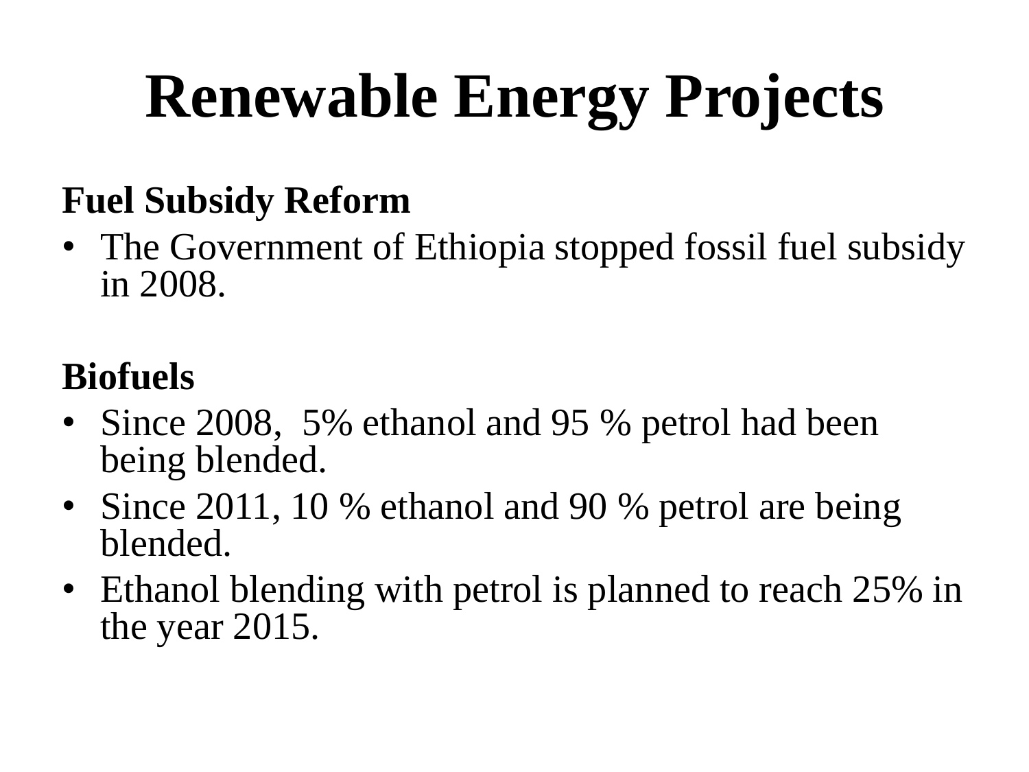# Renewable Energy Projects

**Fuel Subsidy Reform**

- The Government of Ethiopia stopped fossil fuel subsidy in 2008.

**Biofuels**

- Since 2008, 5% ethanol and 95 % petrol had been being blended.
- Since 2011, 10 % ethanol and 90 % petrol are being blended.
- Ethanol blending with petrol is planned to reach 25% in the year 2015.